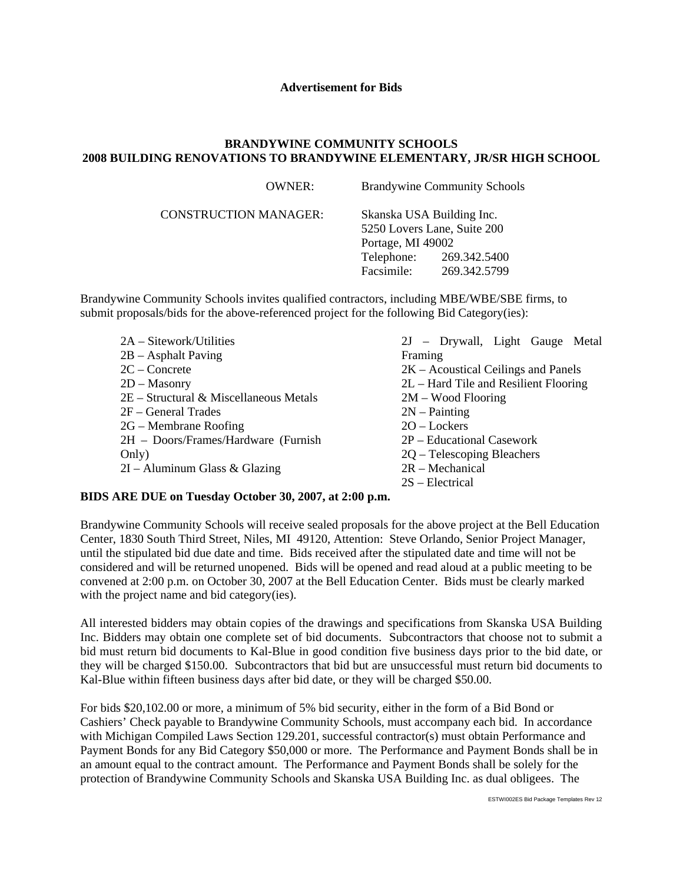**Advertisement for Bids**

## BRANDYWINE COMMUNITY SCHOOLS
## 2008 BUILDING RENOVATIONS TO BRANDYWINE ELEMENTARY, JR/SR HIGH SCHOOL

OWNER: Brandywine Community Schools

CONSTRUCTION MANAGER: Skanska USA Building Inc.
5250 Lovers Lane, Suite 200
Portage, MI 49002
Telephone: 269.342.5400
Facsimile: 269.342.5799

Brandywine Community Schools invites qualified contractors, including MBE/WBE/SBE firms, to submit proposals/bids for the above-referenced project for the following Bid Category(ies):

- 2A – Sitework/Utilities
- 2B – Asphalt Paving
- 2C – Concrete
- 2D – Masonry
- 2E – Structural & Miscellaneous Metals
- 2F – General Trades
- 2G – Membrane Roofing
- 2H – Doors/Frames/Hardware (Furnish Only)
- 2I – Aluminum Glass & Glazing
- 2J – Drywall, Light Gauge Metal Framing
- 2K – Acoustical Ceilings and Panels
- 2L – Hard Tile and Resilient Flooring
- 2M – Wood Flooring
- 2N – Painting
- 2O – Lockers
- 2P – Educational Casework
- 2Q – Telescoping Bleachers
- 2R – Mechanical
- 2S – Electrical

**BIDS ARE DUE on Tuesday October 30, 2007, at 2:00 p.m.**

Brandywine Community Schools will receive sealed proposals for the above project at the Bell Education Center, 1830 South Third Street, Niles, MI 49120, Attention: Steve Orlando, Senior Project Manager, until the stipulated bid due date and time. Bids received after the stipulated date and time will not be considered and will be returned unopened. Bids will be opened and read aloud at a public meeting to be convened at 2:00 p.m. on October 30, 2007 at the Bell Education Center. Bids must be clearly marked with the project name and bid category(ies).

All interested bidders may obtain copies of the drawings and specifications from Skanska USA Building Inc. Bidders may obtain one complete set of bid documents. Subcontractors that choose not to submit a bid must return bid documents to Kal-Blue in good condition five business days prior to the bid date, or they will be charged $150.00. Subcontractors that bid but are unsuccessful must return bid documents to Kal-Blue within fifteen business days after bid date, or they will be charged $50.00.

For bids $20,102.00 or more, a minimum of 5% bid security, either in the form of a Bid Bond or Cashiers' Check payable to Brandywine Community Schools, must accompany each bid. In accordance with Michigan Compiled Laws Section 129.201, successful contractor(s) must obtain Performance and Payment Bonds for any Bid Category $50,000 or more. The Performance and Payment Bonds shall be in an amount equal to the contract amount. The Performance and Payment Bonds shall be solely for the protection of Brandywine Community Schools and Skanska USA Building Inc. as dual obligees. The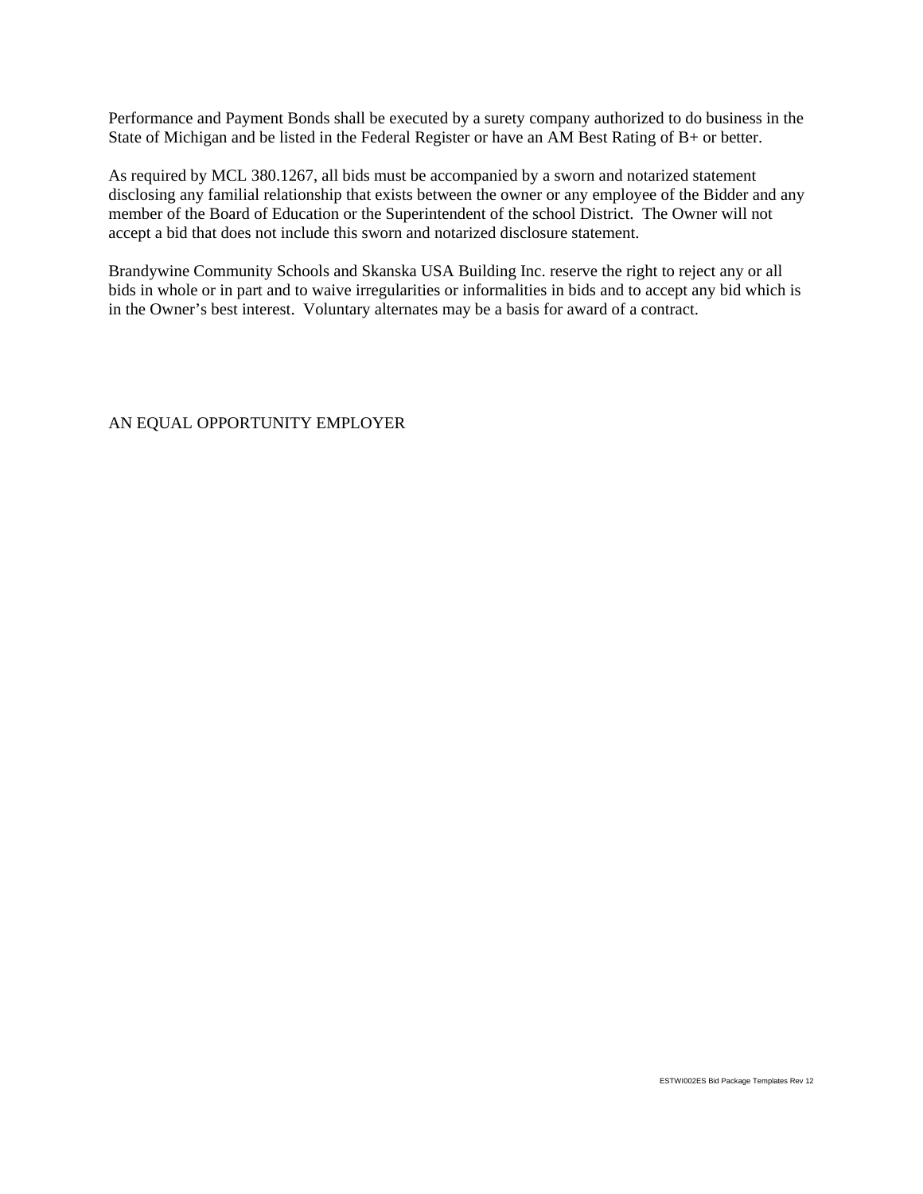Performance and Payment Bonds shall be executed by a surety company authorized to do business in the State of Michigan and be listed in the Federal Register or have an AM Best Rating of B+ or better.

As required by MCL 380.1267, all bids must be accompanied by a sworn and notarized statement disclosing any familial relationship that exists between the owner or any employee of the Bidder and any member of the Board of Education or the Superintendent of the school District. The Owner will not accept a bid that does not include this sworn and notarized disclosure statement.

Brandywine Community Schools and Skanska USA Building Inc. reserve the right to reject any or all bids in whole or in part and to waive irregularities or informalities in bids and to accept any bid which is in the Owner's best interest. Voluntary alternates may be a basis for award of a contract.

AN EQUAL OPPORTUNITY EMPLOYER